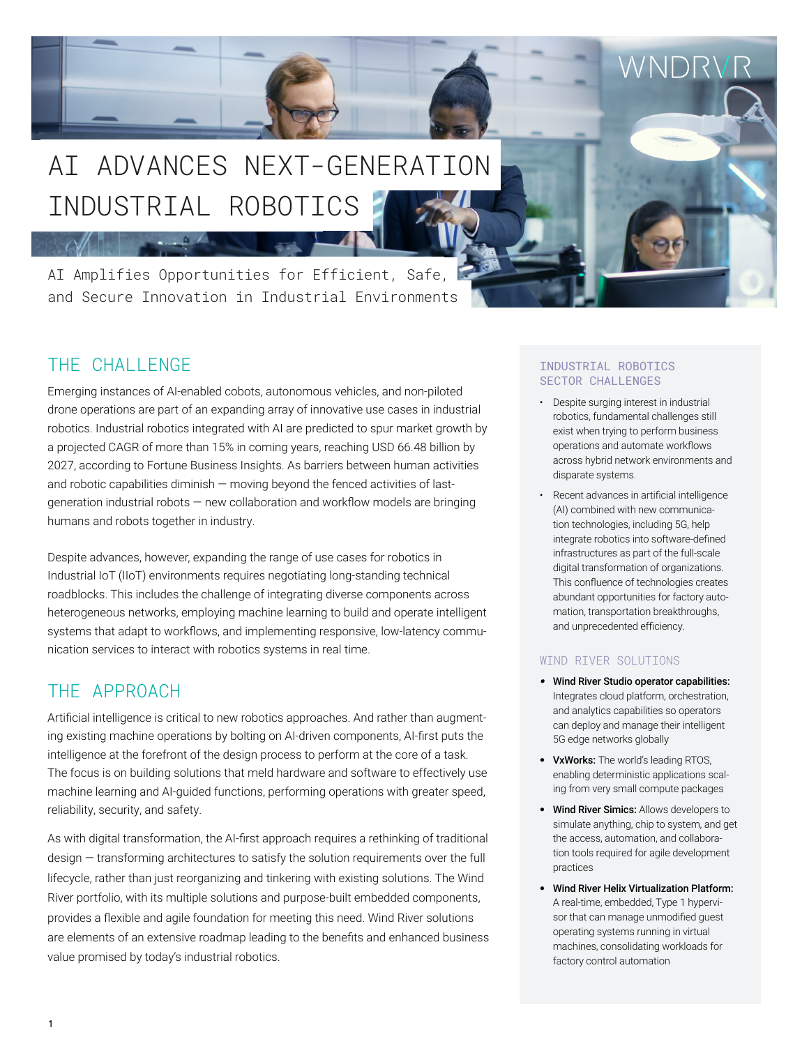# AI ADVANCES NEXT-GENERATION INDUSTRIAL ROBOTICS

AI Amplifies Opportunities for Efficient, Safe, and Secure Innovation in Industrial Environments

## THE CHALLENGE

Emerging instances of AI-enabled cobots, autonomous vehicles, and non-piloted drone operations are part of an expanding array of innovative use cases in industrial robotics. Industrial robotics integrated with AI are predicted to spur market growth by a projected CAGR of more than 15% in coming years, reaching USD 66.48 billion by 2027, according to Fortune Business Insights. As barriers between human activities and robotic capabilities diminish — moving beyond the fenced activities of last-generation industrial robots — new collaboration and workflow models are bringing humans and robots together in industry.

Despite advances, however, expanding the range of use cases for robotics in Industrial IoT (IIoT) environments requires negotiating long-standing technical roadblocks. This includes the challenge of integrating diverse components across heterogeneous networks, employing machine learning to build and operate intelligent systems that adapt to workflows, and implementing responsive, low-latency communication services to interact with robotics systems in real time.

## THE APPROACH

Artificial intelligence is critical to new robotics approaches. And rather than augmenting existing machine operations by bolting on AI-driven components, AI-first puts the intelligence at the forefront of the design process to perform at the core of a task. The focus is on building solutions that meld hardware and software to effectively use machine learning and AI-guided functions, performing operations with greater speed, reliability, security, and safety.

As with digital transformation, the AI-first approach requires a rethinking of traditional design — transforming architectures to satisfy the solution requirements over the full lifecycle, rather than just reorganizing and tinkering with existing solutions. The Wind River portfolio, with its multiple solutions and purpose-built embedded components, provides a flexible and agile foundation for meeting this need. Wind River solutions are elements of an extensive roadmap leading to the benefits and enhanced business value promised by today's industrial robotics.

### INDUSTRIAL ROBOTICS SECTOR CHALLENGES

- Despite surging interest in industrial robotics, fundamental challenges still exist when trying to perform business operations and automate workflows across hybrid network environments and disparate systems.
- Recent advances in artificial intelligence (AI) combined with new communication technologies, including 5G, help integrate robotics into software-defined infrastructures as part of the full-scale digital transformation of organizations. This confluence of technologies creates abundant opportunities for factory automation, transportation breakthroughs, and unprecedented efficiency.

### WIND RIVER SOLUTIONS

- **Wind River Studio operator capabilities:** Integrates cloud platform, orchestration, and analytics capabilities so operators can deploy and manage their intelligent 5G edge networks globally
- **VxWorks:** The world's leading RTOS, enabling deterministic applications scaling from very small compute packages
- **Wind River Simics:** Allows developers to simulate anything, chip to system, and get the access, automation, and collaboration tools required for agile development practices
- **Wind River Helix Virtualization Platform:** A real-time, embedded, Type 1 hypervisor that can manage unmodified guest operating systems running in virtual machines, consolidating workloads for factory control automation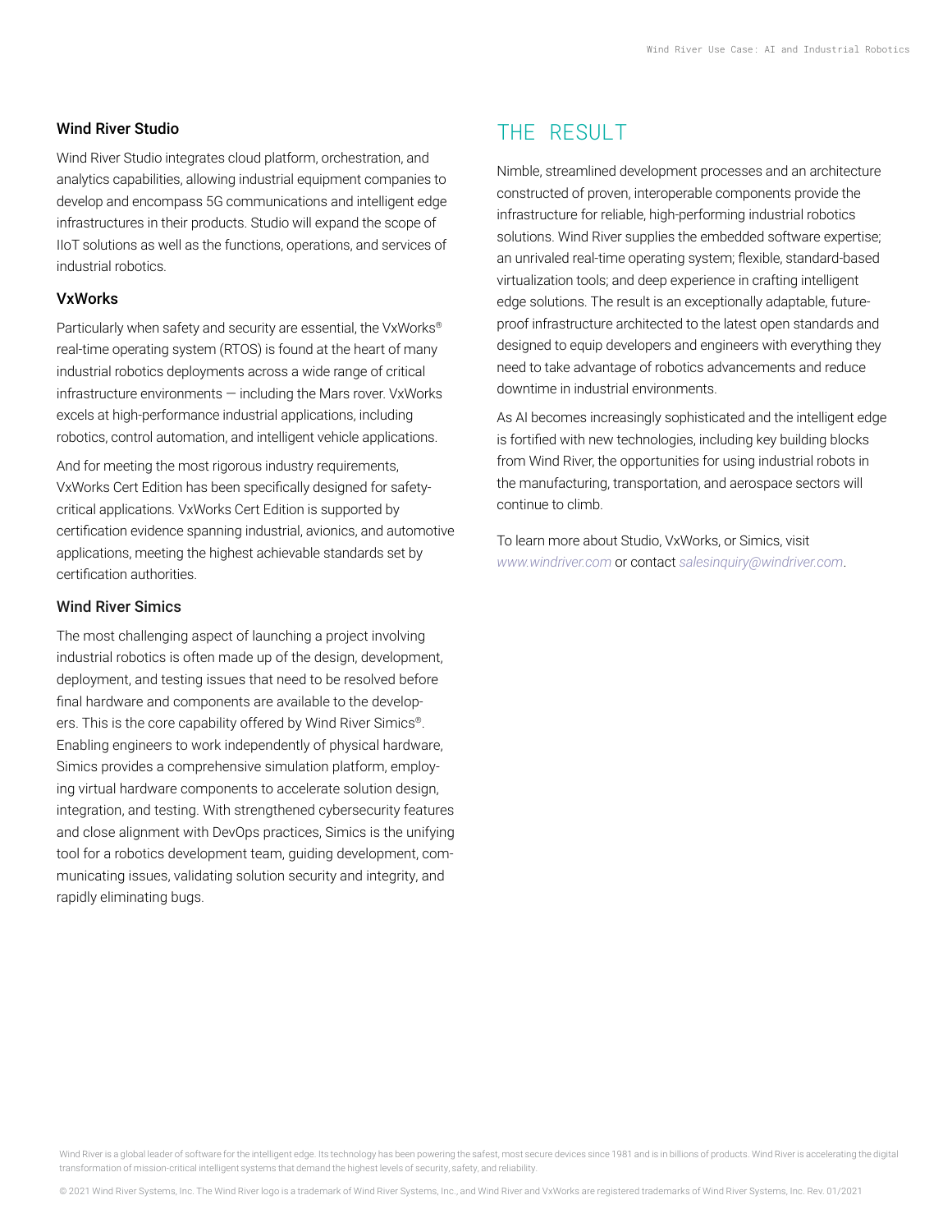### Wind River Studio

Wind River Studio integrates cloud platform, orchestration, and analytics capabilities, allowing industrial equipment companies to develop and encompass 5G communications and intelligent edge infrastructures in their products. Studio will expand the scope of IIoT solutions as well as the functions, operations, and services of industrial robotics.

### VxWorks

Particularly when safety and security are essential, the VxWorks® real-time operating system (RTOS) is found at the heart of many industrial robotics deployments across a wide range of critical infrastructure environments — including the Mars rover. VxWorks excels at high-performance industrial applications, including robotics, control automation, and intelligent vehicle applications.

And for meeting the most rigorous industry requirements, VxWorks Cert Edition has been specifically designed for safety-critical applications. VxWorks Cert Edition is supported by certification evidence spanning industrial, avionics, and automotive applications, meeting the highest achievable standards set by certification authorities.

### Wind River Simics

The most challenging aspect of launching a project involving industrial robotics is often made up of the design, development, deployment, and testing issues that need to be resolved before final hardware and components are available to the developers. This is the core capability offered by Wind River Simics®. Enabling engineers to work independently of physical hardware, Simics provides a comprehensive simulation platform, employing virtual hardware components to accelerate solution design, integration, and testing. With strengthened cybersecurity features and close alignment with DevOps practices, Simics is the unifying tool for a robotics development team, guiding development, communicating issues, validating solution security and integrity, and rapidly eliminating bugs.

## THE RESULT

Nimble, streamlined development processes and an architecture constructed of proven, interoperable components provide the infrastructure for reliable, high-performing industrial robotics solutions. Wind River supplies the embedded software expertise; an unrivaled real-time operating system; flexible, standard-based virtualization tools; and deep experience in crafting intelligent edge solutions. The result is an exceptionally adaptable, future-proof infrastructure architected to the latest open standards and designed to equip developers and engineers with everything they need to take advantage of robotics advancements and reduce downtime in industrial environments.

As AI becomes increasingly sophisticated and the intelligent edge is fortified with new technologies, including key building blocks from Wind River, the opportunities for using industrial robots in the manufacturing, transportation, and aerospace sectors will continue to climb.

To learn more about Studio, VxWorks, or Simics, visit *www.windriver.com* or contact *salesinquiry@windriver.com*.

Wind River is a global leader of software for the intelligent edge. Its technology has been powering the safest, most secure devices since 1981 and is in billions of products. Wind River is accelerating the digital transformation of mission-critical intelligent systems that demand the highest levels of security, safety, and reliability.

© 2021 Wind River Systems, Inc. The Wind River logo is a trademark of Wind River Systems, Inc., and Wind River and VxWorks are registered trademarks of Wind River Systems, Inc. Rev. 01/2021